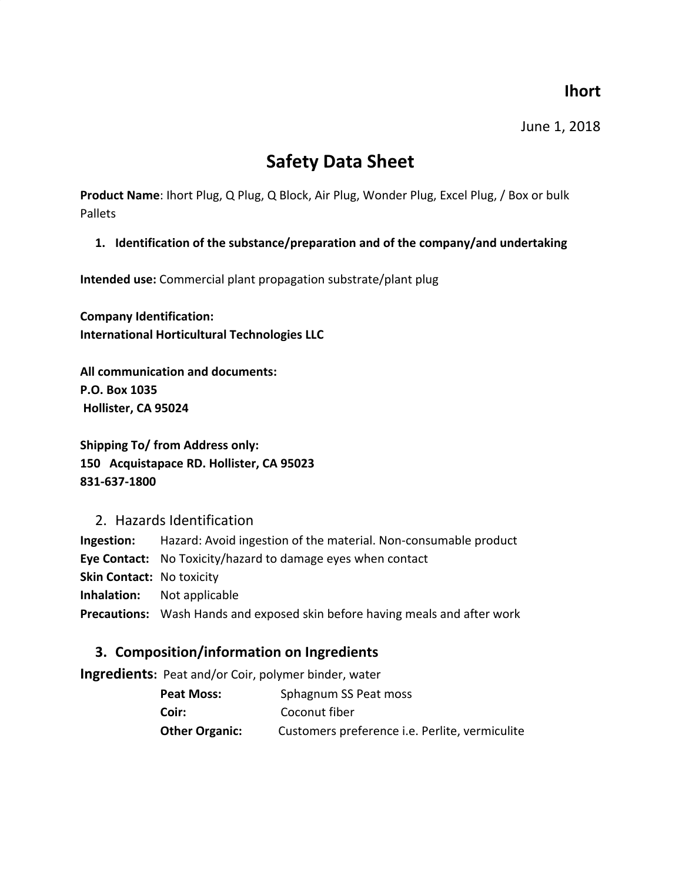**Ihort**

June 1, 2018

# Safety Data Sheet

**Product Name**: Ihort Plug, Q Plug, Q Block, Air Plug, Wonder Plug, Excel Plug, / Box or bulk Pallets

## 1. Identification of the substance/preparation and of the company/and undertaking

**Intended use:** Commercial plant propagation substrate/plant plug

**Company Identification:**
**International Horticultural Technologies LLC**

**All communication and documents:**
**P.O. Box 1035**
**Hollister, CA 95024**

**Shipping To/ from Address only:**
**150 Acquistapace RD. Hollister, CA 95023**
**831-637-1800**

## 2. Hazards Identification

**Ingestion:** Hazard: Avoid ingestion of the material. Non-consumable product
**Eye Contact:** No Toxicity/hazard to damage eyes when contact
**Skin Contact:** No toxicity
**Inhalation:** Not applicable
**Precautions:** Wash Hands and exposed skin before having meals and after work

## 3. Composition/information on Ingredients

**Ingredients**: Peat and/or Coir, polymer binder, water

**Peat Moss:** Sphagnum SS Peat moss
**Coir:** Coconut fiber
**Other Organic:** Customers preference i.e. Perlite, vermiculite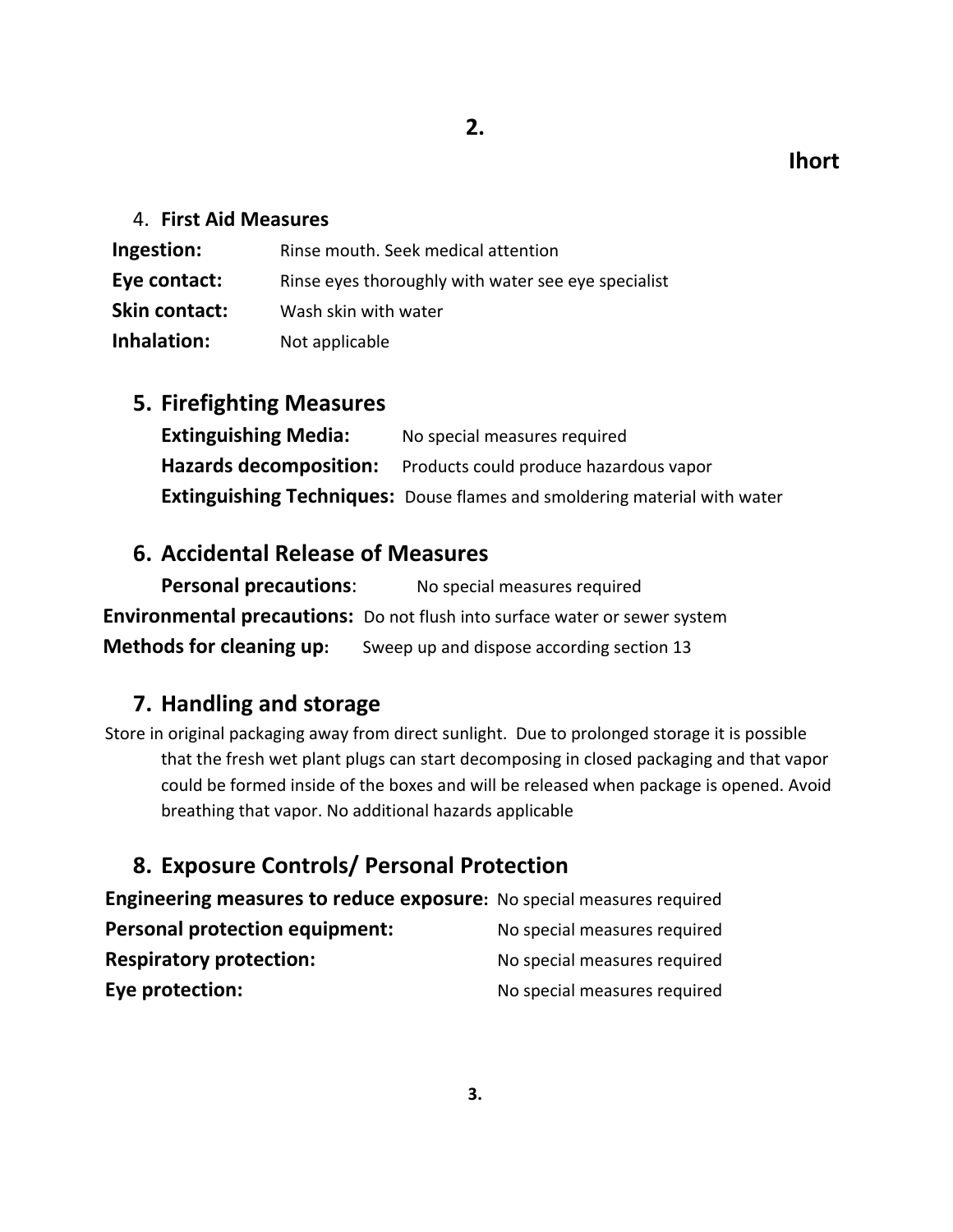## 4. First Aid Measures

**Ingestion:** Rinse mouth. Seek medical attention

**Eye contact:** Rinse eyes thoroughly with water see eye specialist

**Skin contact:** Wash skin with water

**Inhalation:** Not applicable

## 5. Firefighting Measures

**Extinguishing Media:** No special measures required

**Hazards decomposition:** Products could produce hazardous vapor

**Extinguishing Techniques:** Douse flames and smoldering material with water

## 6. Accidental Release of Measures

**Personal precautions**: No special measures required

**Environmental precautions:** Do not flush into surface water or sewer system

**Methods for cleaning up:** Sweep up and dispose according section 13

## 7. Handling and storage

Store in original packaging away from direct sunlight. Due to prolonged storage it is possible that the fresh wet plant plugs can start decomposing in closed packaging and that vapor could be formed inside of the boxes and will be released when package is opened. Avoid breathing that vapor. No additional hazards applicable

## 8. Exposure Controls/ Personal Protection

**Engineering measures to reduce exposure:** No special measures required

**Personal protection equipment:** No special measures required

**Respiratory protection:** No special measures required

**Eye protection:** No special measures required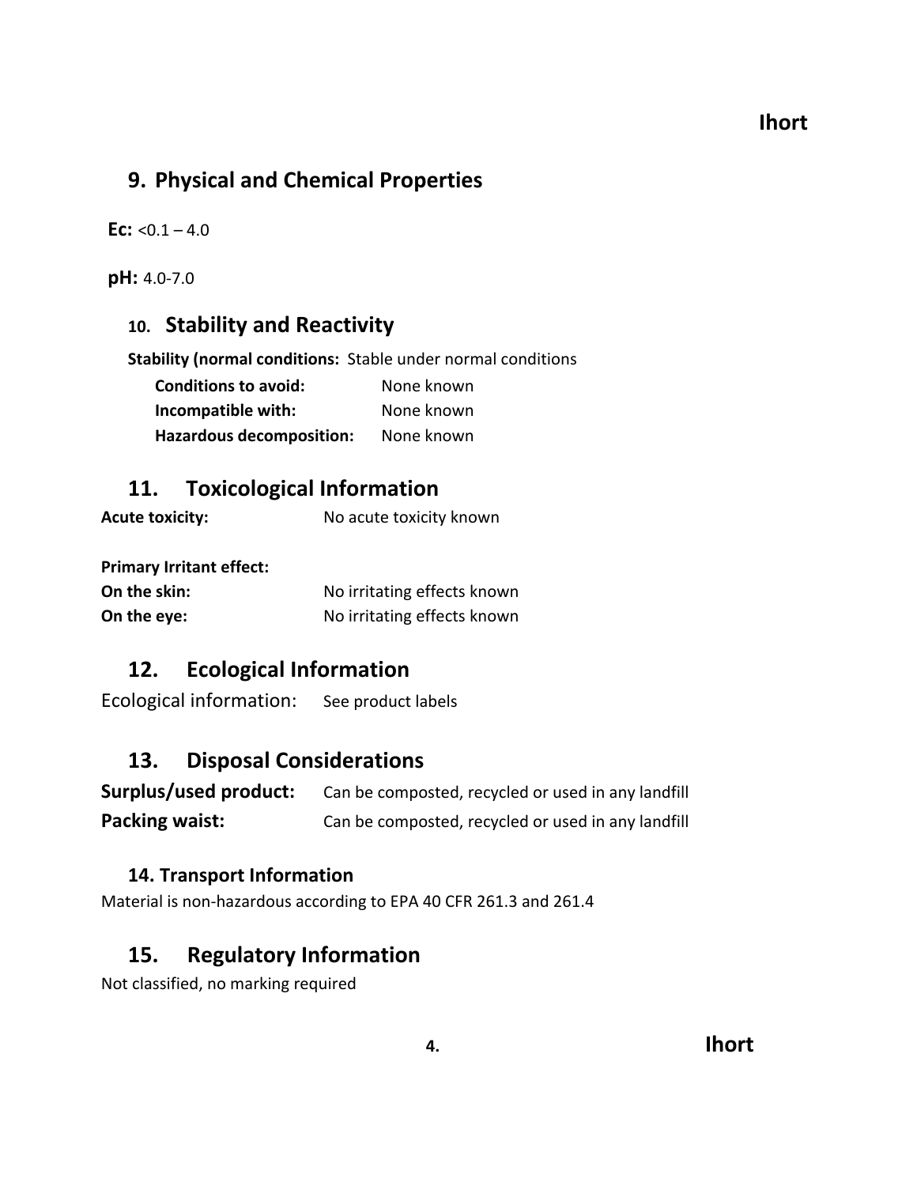## 9. Physical and Chemical Properties

**Ec:** <0.1 – 4.0

**pH:** 4.0-7.0

## 10. Stability and Reactivity

**Stability (normal conditions:** Stable under normal conditions

**Conditions to avoid:** None known
**Incompatible with:** None known
**Hazardous decomposition:** None known

## 11. Toxicological Information

**Acute toxicity:** No acute toxicity known

**Primary Irritant effect:**
**On the skin:** No irritating effects known
**On the eye:** No irritating effects known

## 12. Ecological Information

Ecological information: See product labels

## 13. Disposal Considerations

**Surplus/used product:** Can be composted, recycled or used in any landfill
**Packing waist:** Can be composted, recycled or used in any landfill

### 14. Transport Information

Material is non-hazardous according to EPA 40 CFR 261.3 and 261.4

## 15. Regulatory Information

Not classified, no marking required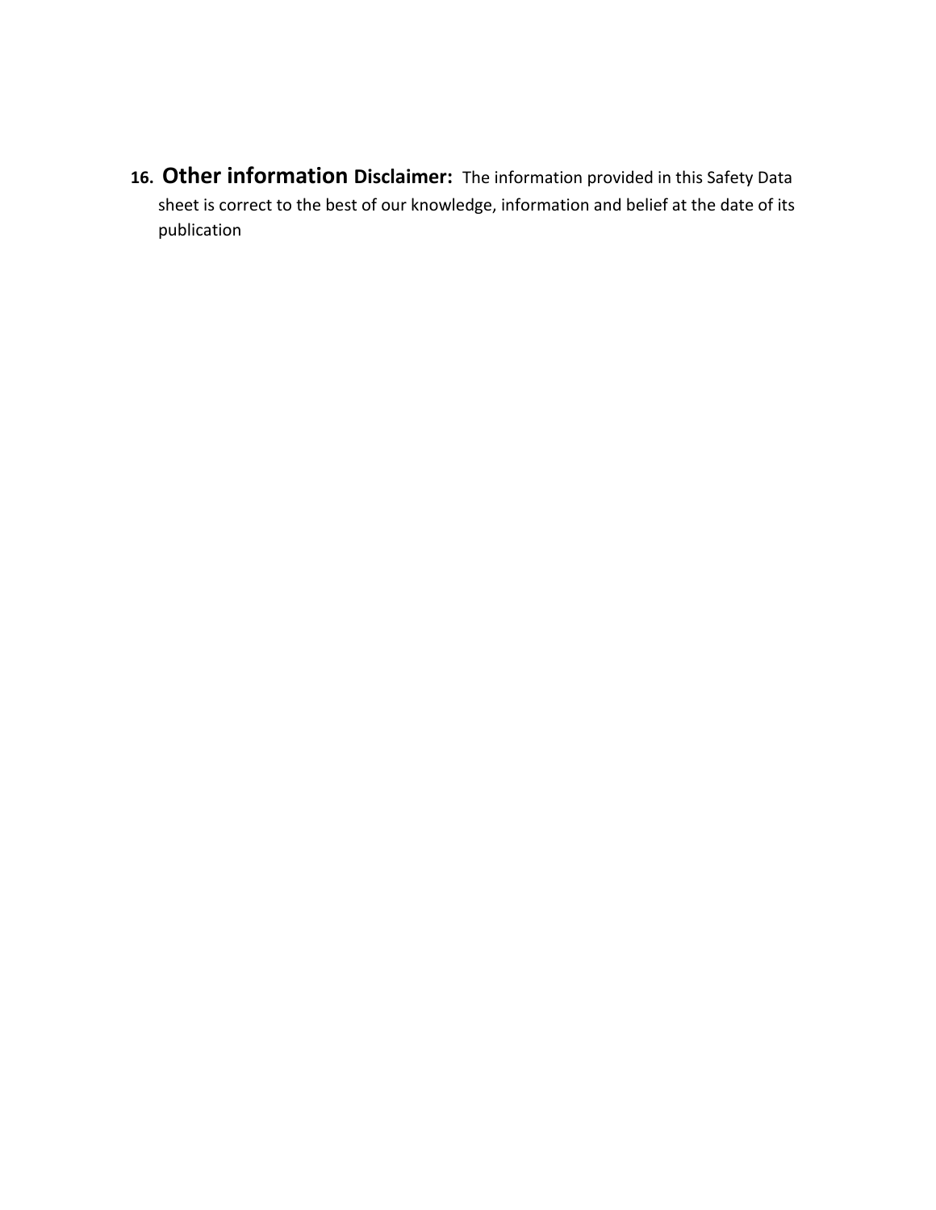## 16. Other information

**Disclaimer:** The information provided in this Safety Data sheet is correct to the best of our knowledge, information and belief at the date of its publication